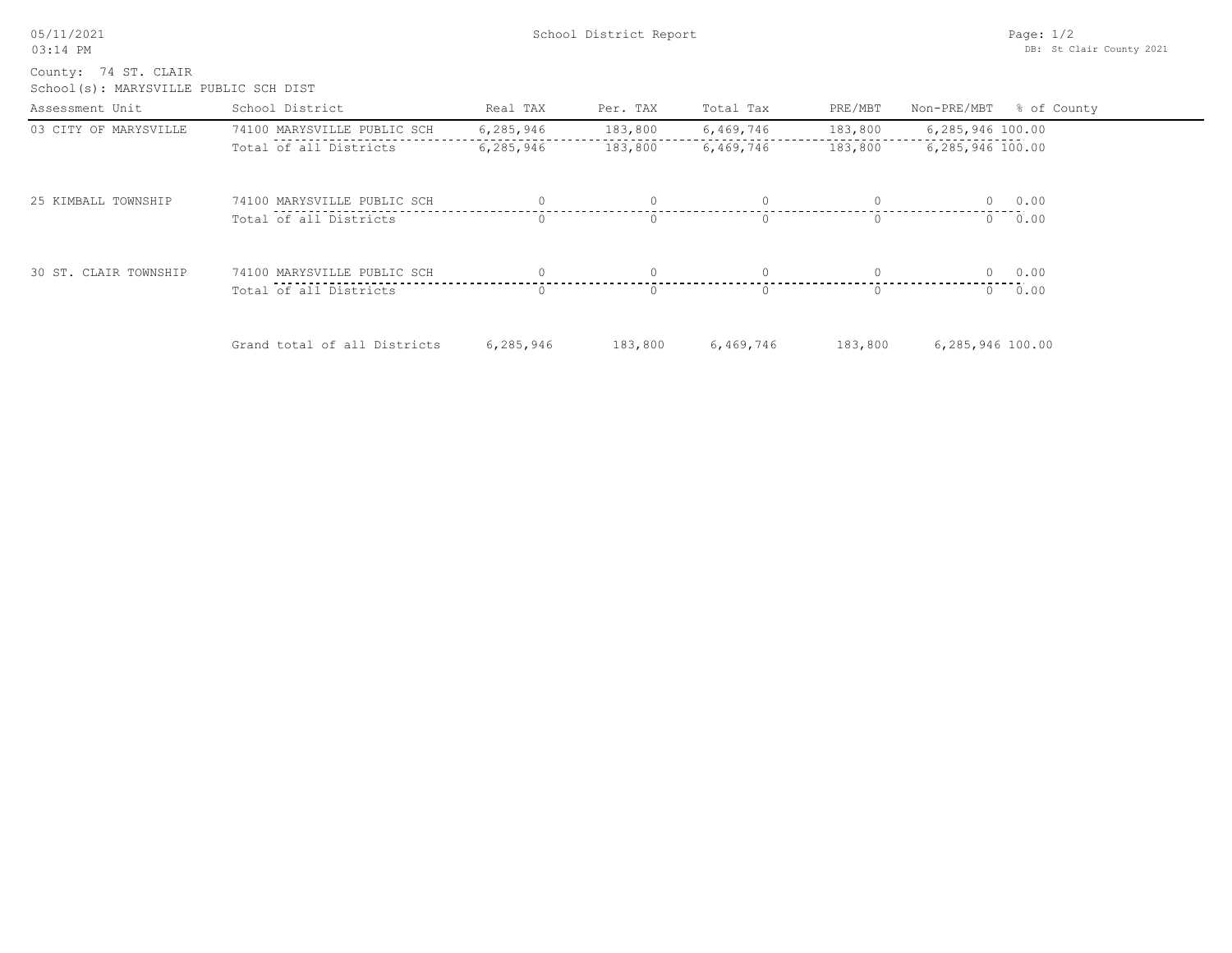School District Report

County: 74 ST. CLAIR
School(s): MARYSVILLE PUBLIC SCH DIST

| Assessment Unit | School District | Real TAX | Per. TAX | Total Tax | PRE/MBT | Non-PRE/MBT | % of County |
|---|---|---|---|---|---|---|---|
| 03 CITY OF MARYSVILLE | 74100 MARYSVILLE PUBLIC SCH | 6,285,946 | 183,800 | 6,469,746 | 183,800 | 6,285,946 | 100.00 |
| | Total of all Districts | 6,285,946 | 183,800 | 6,469,746 | 183,800 | 6,285,946 | 100.00 |
| 25 KIMBALL TOWNSHIP | 74100 MARYSVILLE PUBLIC SCH | 0 | 0 | 0 | 0 | 0 | 0.00 |
| | Total of all Districts | 0 | 0 | 0 | 0 | 0 | 0.00 |
| 30 ST. CLAIR TOWNSHIP | 74100 MARYSVILLE PUBLIC SCH | 0 | 0 | 0 | 0 | 0 | 0.00 |
| | Total of all Districts | 0 | 0 | 0 | 0 | 0 | 0.00 |
| | Grand total of all Districts | 6,285,946 | 183,800 | 6,469,746 | 183,800 | 6,285,946 | 100.00 |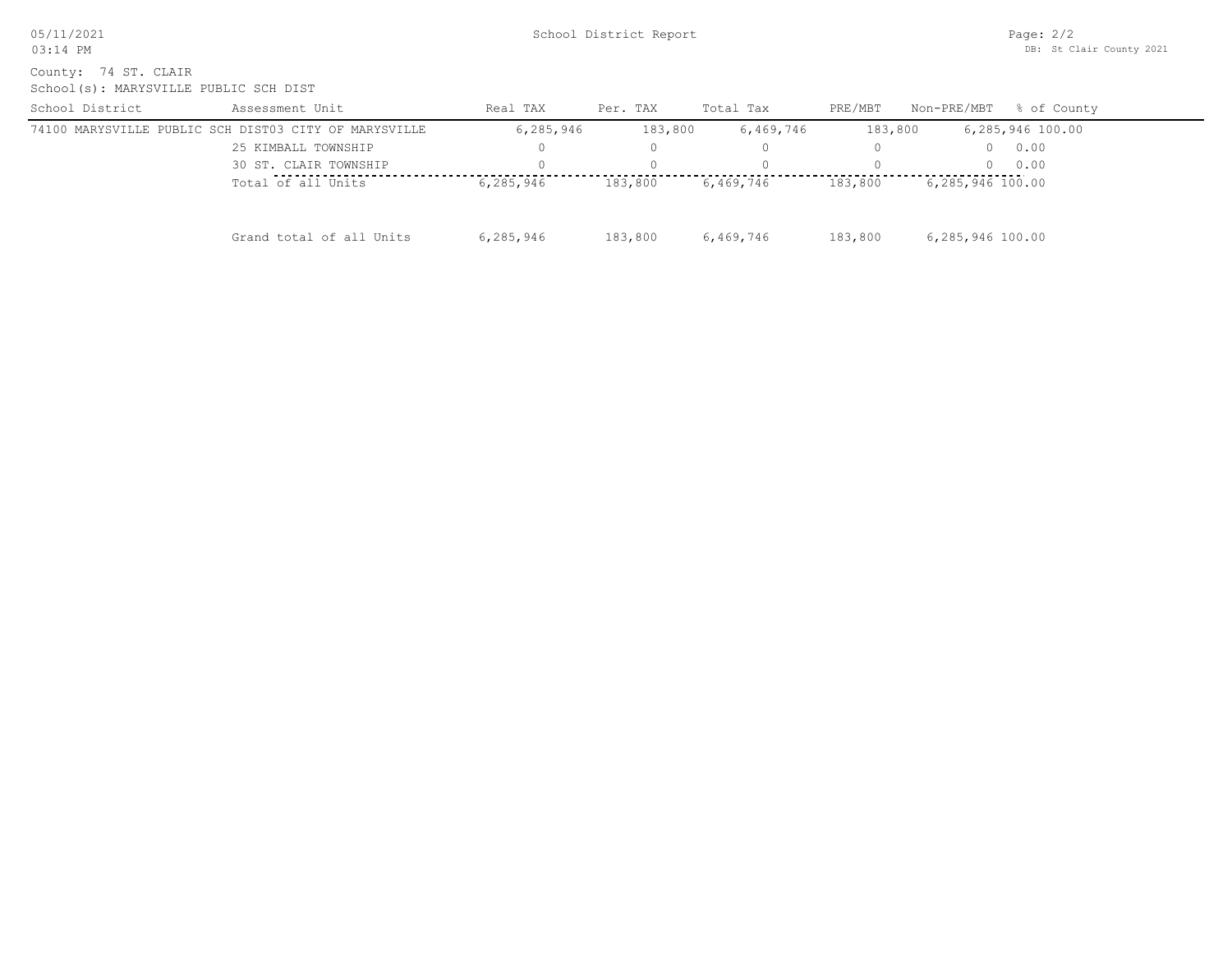County: 74 ST. CLAIR

School(s): MARYSVILLE PUBLIC SCH DIST

| School District | Assessment Unit | Real TAX | Per. TAX | Total Tax | PRE/MBT | Non-PRE/MBT | % of County |
|---|---|---|---|---|---|---|---|
| 74100 MARYSVILLE PUBLIC SCH DIST | 03 CITY OF MARYSVILLE | 6,285,946 | 183,800 | 6,469,746 | 183,800 | 6,285,946 | 100.00 |
| | 25 KIMBALL TOWNSHIP | 0 | 0 | 0 | 0 | 0 | 0.00 |
| | 30 ST. CLAIR TOWNSHIP | 0 | 0 | 0 | 0 | 0 | 0.00 |
| | Total of all Units | 6,285,946 | 183,800 | 6,469,746 | 183,800 | 6,285,946 | 100.00 |
| | Grand total of all Units | 6,285,946 | 183,800 | 6,469,746 | 183,800 | 6,285,946 | 100.00 |